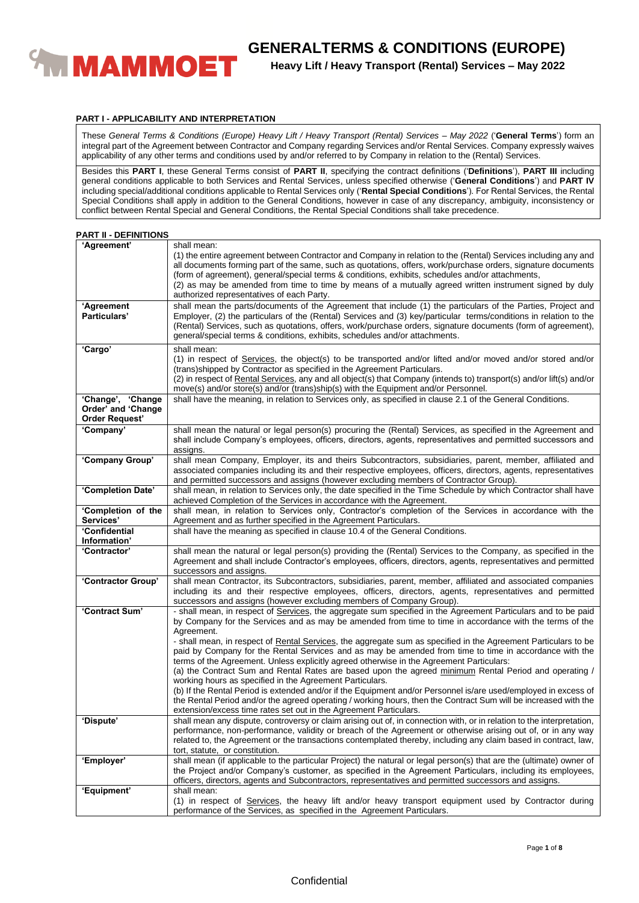# GENERALTERMS & CONDITIONS (EUROPE)

**Heavy Lift / Heavy Transport (Rental) Services – May 2022**

## PART I - APPLICABILITY AND INTERPRETATION

These *General Terms & Conditions (Europe) Heavy Lift / Heavy Transport (Rental) Services – May 2022* ('**General Terms**') form an integral part of the Agreement between Contractor and Company regarding Services and/or Rental Services. Company expressly waives applicability of any other terms and conditions used by and/or referred to by Company in relation to the (Rental) Services.

Besides this **PART I**, these General Terms consist of **PART II**, specifying the contract definitions ('**Definitions**'), **PART III** including general conditions applicable to both Services and Rental Services, unless specified otherwise ('**General Conditions**') and **PART IV** including special/additional conditions applicable to Rental Services only ('**Rental Special Conditions**'). For Rental Services, the Rental Special Conditions shall apply in addition to the General Conditions, however in case of any discrepancy, ambiguity, inconsistency or conflict between Rental Special and General Conditions, the Rental Special Conditions shall take precedence.

## PART II - DEFINITIONS

| | |
|---|---|
| **'Agreement'** | shall mean:<br>(1) the entire agreement between Contractor and Company in relation to the (Rental) Services including any and all documents forming part of the same, such as quotations, offers, work/purchase orders, signature documents (form of agreement), general/special terms & conditions, exhibits, schedules and/or attachments,<br>(2) as may be amended from time to time by means of a mutually agreed written instrument signed by duly authorized representatives of each Party. |
| **'Agreement Particulars'** | shall mean the parts/documents of the Agreement that include (1) the particulars of the Parties, Project and Employer, (2) the particulars of the (Rental) Services and (3) key/particular terms/conditions in relation to the (Rental) Services, such as quotations, offers, work/purchase orders, signature documents (form of agreement), general/special terms & conditions, exhibits, schedules and/or attachments. |
| **'Cargo'** | shall mean:<br>(1) in respect of <u>Services</u>, the object(s) to be transported and/or lifted and/or moved and/or stored and/or (trans)shipped by Contractor as specified in the Agreement Particulars.<br>(2) in respect of <u>Rental Services</u>, any and all object(s) that Company (intends to) transport(s) and/or lift(s) and/or move(s) and/or store(s) and/or (trans)ship(s) with the Equipment and/or Personnel. |
| **'Change', 'Change Order' and 'Change Order Request'** | shall have the meaning, in relation to Services only, as specified in clause 2.1 of the General Conditions. |
| **'Company'** | shall mean the natural or legal person(s) procuring the (Rental) Services, as specified in the Agreement and shall include Company's employees, officers, directors, agents, representatives and permitted successors and assigns. |
| **'Company Group'** | shall mean Company, Employer, its and theirs Subcontractors, subsidiaries, parent, member, affiliated and associated companies including its and their respective employees, officers, directors, agents, representatives and permitted successors and assigns (however excluding members of Contractor Group). |
| **'Completion Date'** | shall mean, in relation to Services only, the date specified in the Time Schedule by which Contractor shall have achieved Completion of the Services in accordance with the Agreement. |
| **'Completion of the Services'** | shall mean, in relation to Services only, Contractor's completion of the Services in accordance with the Agreement and as further specified in the Agreement Particulars. |
| **'Confidential Information'** | shall have the meaning as specified in clause 10.4 of the General Conditions. |
| **'Contractor'** | shall mean the natural or legal person(s) providing the (Rental) Services to the Company, as specified in the Agreement and shall include Contractor's employees, officers, directors, agents, representatives and permitted successors and assigns. |
| **'Contractor Group'** | shall mean Contractor, its Subcontractors, subsidiaries, parent, member, affiliated and associated companies including its and their respective employees, officers, directors, agents, representatives and permitted successors and assigns (however excluding members of Company Group). |
| **'Contract Sum'** | - shall mean, in respect of <u>Services</u>, the aggregate sum specified in the Agreement Particulars and to be paid by Company for the Services and as may be amended from time to time in accordance with the terms of the Agreement.<br>- shall mean, in respect of <u>Rental Services</u>, the aggregate sum as specified in the Agreement Particulars to be paid by Company for the Rental Services and as may be amended from time to time in accordance with the terms of the Agreement. Unless explicitly agreed otherwise in the Agreement Particulars:<br>(a) the Contract Sum and Rental Rates are based upon the agreed <u>minimum</u> Rental Period and operating / working hours as specified in the Agreement Particulars.<br>(b) If the Rental Period is extended and/or if the Equipment and/or Personnel is/are used/employed in excess of the Rental Period and/or the agreed operating / working hours, then the Contract Sum will be increased with the extension/excess time rates set out in the Agreement Particulars. |
| **'Dispute'** | shall mean any dispute, controversy or claim arising out of, in connection with, or in relation to the interpretation, performance, non-performance, validity or breach of the Agreement or otherwise arising out of, or in any way related to, the Agreement or the transactions contemplated thereby, including any claim based in contract, law, tort, statute, or constitution. |
| **'Employer'** | shall mean (if applicable to the particular Project) the natural or legal person(s) that are the (ultimate) owner of the Project and/or Company's customer, as specified in the Agreement Particulars, including its employees, officers, directors, agents and Subcontractors, representatives and permitted successors and assigns. |
| **'Equipment'** | shall mean:<br>(1) in respect of <u>Services</u>, the heavy lift and/or heavy transport equipment used by Contractor during performance of the Services, as specified in the Agreement Particulars. |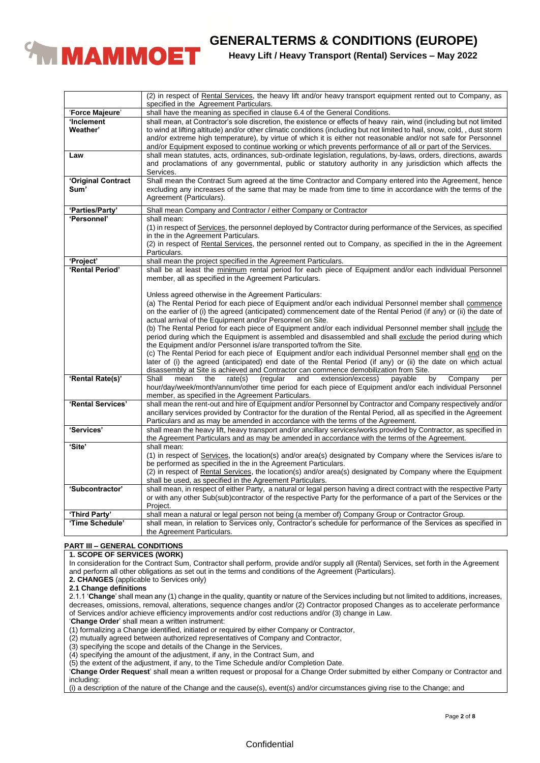| | |
|---|---|
| | (2) in respect of Rental Services, the heavy lift and/or heavy transport equipment rented out to Company, as specified in the Agreement Particulars. |
| '**Force Majeure**' | shall have the meaning as specified in clause 6.4 of the General Conditions. |
| '**Inclement Weather**' | shall mean, at Contractor's sole discretion, the existence or effects of heavy rain, wind (including but not limited to wind at lifting altitude) and/or other climatic conditions (including but not limited to hail, snow, cold, , dust storm and/or extreme high temperature), by virtue of which it is either not reasonable and/or not safe for Personnel and/or Equipment exposed to continue working or which prevents performance of all or part of the Services. |
| **Law** | shall mean statutes, acts, ordinances, sub-ordinate legislation, regulations, by-laws, orders, directions, awards and proclamations of any governmental, public or statutory authority in any jurisdiction which affects the Services. |
| '**Original Contract Sum**' | Shall mean the Contract Sum agreed at the time Contractor and Company entered into the Agreement, hence excluding any increases of the same that may be made from time to time in accordance with the terms of the Agreement (Particulars). |
| '**Parties/Party**' | Shall mean Company and Contractor / either Company or Contractor |
| '**Personnel**' | shall mean:<br>(1) in respect of Services, the personnel deployed by Contractor during performance of the Services, as specified in the in the Agreement Particulars.<br>(2) in respect of Rental Services, the personnel rented out to Company, as specified in the in the Agreement Particulars. |
| '**Project**' | shall mean the project specified in the Agreement Particulars. |
| '**Rental Period**' | shall be at least the minimum rental period for each piece of Equipment and/or each individual Personnel member, all as specified in the Agreement Particulars.<br><br>Unless agreed otherwise in the Agreement Particulars:<br>(a) The Rental Period for each piece of Equipment and/or each individual Personnel member shall commence on the earlier of (i) the agreed (anticipated) commencement date of the Rental Period (if any) or (ii) the date of actual arrival of the Equipment and/or Personnel on Site.<br>(b) The Rental Period for each piece of Equipment and/or each individual Personnel member shall include the period during which the Equipment is assembled and disassembled and shall exclude the period during which the Equipment and/or Personnel is/are transported to/from the Site.<br>(c) The Rental Period for each piece of Equipment and/or each individual Personnel member shall end on the later of (i) the agreed (anticipated) end date of the Rental Period (if any) or (ii) the date on which actual disassembly at Site is achieved and Contractor can commence demobilization from Site. |
| '**Rental Rate(s)**' | Shall mean the rate(s) (regular and extension/excess) payable by Company per hour/day/week/month/annum/other time period for each piece of Equipment and/or each individual Personnel member, as specified in the Agreement Particulars. |
| '**Rental Services**' | shall mean the rent-out and hire of Equipment and/or Personnel by Contractor and Company respectively and/or ancillary services provided by Contractor for the duration of the Rental Period, all as specified in the Agreement Particulars and as may be amended in accordance with the terms of the Agreement. |
| '**Services**' | shall mean the heavy lift, heavy transport and/or ancillary services/works provided by Contractor, as specified in the Agreement Particulars and as may be amended in accordance with the terms of the Agreement. |
| '**Site**' | shall mean:<br>(1) in respect of Services, the location(s) and/or area(s) designated by Company where the Services is/are to be performed as specified in the in the Agreement Particulars.<br>(2) in respect of Rental Services, the location(s) and/or area(s) designated by Company where the Equipment shall be used, as specified in the Agreement Particulars. |
| '**Subcontractor**' | shall mean, in respect of either Party, a natural or legal person having a direct contract with the respective Party or with any other Sub(sub)contractor of the respective Party for the performance of a part of the Services or the Project. |
| '**Third Party**' | shall mean a natural or legal person not being (a member of) Company Group or Contractor Group. |
| '**Time Schedule**' | shall mean, in relation to Services only, Contractor's schedule for performance of the Services as specified in the Agreement Particulars. |

## PART III – GENERAL CONDITIONS

### 1. SCOPE OF SERVICES (WORK)

In consideration for the Contract Sum, Contractor shall perform, provide and/or supply all (Rental) Services, set forth in the Agreement and perform all other obligations as set out in the terms and conditions of the Agreement (Particulars).

### 2. CHANGES (applicable to Services only)

#### 2.1 Change definitions

2.1.1 '**Change**' shall mean any (1) change in the quality, quantity or nature of the Services including but not limited to additions, increases, decreases, omissions, removal, alterations, sequence changes and/or (2) Contractor proposed Changes as to accelerate performance of Services and/or achieve efficiency improvements and/or cost reductions and/or (3) change in Law.

'**Change Order**' shall mean a written instrument:

(1) formalizing a Change identified, initiated or required by either Company or Contractor,
(2) mutually agreed between authorized representatives of Company and Contractor,
(3) specifying the scope and details of the Change in the Services,
(4) specifying the amount of the adjustment, if any, in the Contract Sum, and
(5) the extent of the adjustment, if any, to the Time Schedule and/or Completion Date.

'**Change Order Request**' shall mean a written request or proposal for a Change Order submitted by either Company or Contractor and including:

(i) a description of the nature of the Change and the cause(s), event(s) and/or circumstances giving rise to the Change; and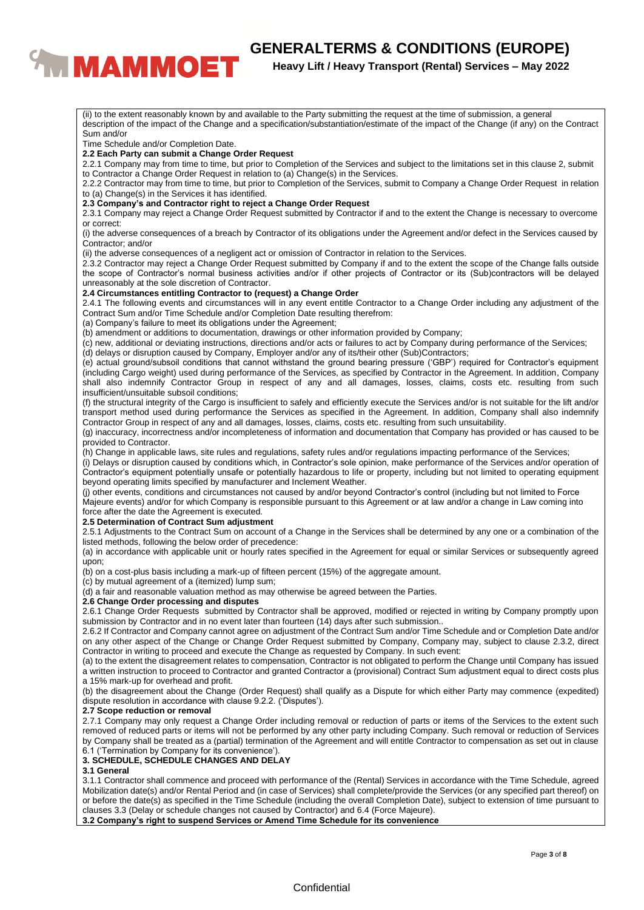(ii) to the extent reasonably known by and available to the Party submitting the request at the time of submission, a general description of the impact of the Change and a specification/substantiation/estimate of the impact of the Change (if any) on the Contract Sum and/or Time Schedule and/or Completion Date.

**2.2 Each Party can submit a Change Order Request**

2.2.1 Company may from time to time, but prior to Completion of the Services and subject to the limitations set in this clause 2, submit to Contractor a Change Order Request in relation to (a) Change(s) in the Services.

2.2.2 Contractor may from time to time, but prior to Completion of the Services, submit to Company a Change Order Request in relation to (a) Change(s) in the Services it has identified.

**2.3 Company's and Contractor right to reject a Change Order Request**

2.3.1 Company may reject a Change Order Request submitted by Contractor if and to the extent the Change is necessary to overcome or correct:

(i) the adverse consequences of a breach by Contractor of its obligations under the Agreement and/or defect in the Services caused by Contractor; and/or

(ii) the adverse consequences of a negligent act or omission of Contractor in relation to the Services.

2.3.2 Contractor may reject a Change Order Request submitted by Company if and to the extent the scope of the Change falls outside the scope of Contractor's normal business activities and/or if other projects of Contractor or its (Sub)contractors will be delayed unreasonably at the sole discretion of Contractor.

**2.4 Circumstances entitling Contractor to (request) a Change Order**

2.4.1 The following events and circumstances will in any event entitle Contractor to a Change Order including any adjustment of the Contract Sum and/or Time Schedule and/or Completion Date resulting therefrom:

(a) Company's failure to meet its obligations under the Agreement;

(b) amendment or additions to documentation, drawings or other information provided by Company;

(c) new, additional or deviating instructions, directions and/or acts or failures to act by Company during performance of the Services;

(d) delays or disruption caused by Company, Employer and/or any of its/their other (Sub)Contractors;

(e) actual ground/subsoil conditions that cannot withstand the ground bearing pressure ('GBP') required for Contractor's equipment (including Cargo weight) used during performance of the Services, as specified by Contractor in the Agreement. In addition, Company shall also indemnify Contractor Group in respect of any and all damages, losses, claims, costs etc. resulting from such insufficient/unsuitable subsoil conditions;

(f) the structural integrity of the Cargo is insufficient to safely and efficiently execute the Services and/or is not suitable for the lift and/or transport method used during performance the Services as specified in the Agreement. In addition, Company shall also indemnify Contractor Group in respect of any and all damages, losses, claims, costs etc. resulting from such unsuitability.

(g) inaccuracy, incorrectness and/or incompleteness of information and documentation that Company has provided or has caused to be provided to Contractor.

(h) Change in applicable laws, site rules and regulations, safety rules and/or regulations impacting performance of the Services;

(i) Delays or disruption caused by conditions which, in Contractor's sole opinion, make performance of the Services and/or operation of Contractor's equipment potentially unsafe or potentially hazardous to life or property, including but not limited to operating equipment beyond operating limits specified by manufacturer and Inclement Weather.

(j) other events, conditions and circumstances not caused by and/or beyond Contractor's control (including but not limited to Force Majeure events) and/or for which Company is responsible pursuant to this Agreement or at law and/or a change in Law coming into force after the date the Agreement is executed.

**2.5 Determination of Contract Sum adjustment**

2.5.1 Adjustments to the Contract Sum on account of a Change in the Services shall be determined by any one or a combination of the listed methods, following the below order of precedence:

(a) in accordance with applicable unit or hourly rates specified in the Agreement for equal or similar Services or subsequently agreed upon;

(b) on a cost-plus basis including a mark-up of fifteen percent (15%) of the aggregate amount.

(c) by mutual agreement of a (itemized) lump sum;

(d) a fair and reasonable valuation method as may otherwise be agreed between the Parties.

**2.6 Change Order processing and disputes**

2.6.1 Change Order Requests submitted by Contractor shall be approved, modified or rejected in writing by Company promptly upon submission by Contractor and in no event later than fourteen (14) days after such submission..

2.6.2 If Contractor and Company cannot agree on adjustment of the Contract Sum and/or Time Schedule and or Completion Date and/or on any other aspect of the Change or Change Order Request submitted by Company, Company may, subject to clause 2.3.2, direct Contractor in writing to proceed and execute the Change as requested by Company. In such event:

(a) to the extent the disagreement relates to compensation, Contractor is not obligated to perform the Change until Company has issued a written instruction to proceed to Contractor and granted Contractor a (provisional) Contract Sum adjustment equal to direct costs plus a 15% mark-up for overhead and profit.

(b) the disagreement about the Change (Order Request) shall qualify as a Dispute for which either Party may commence (expedited) dispute resolution in accordance with clause 9.2.2. ('Disputes').

**2.7 Scope reduction or removal**

2.7.1 Company may only request a Change Order including removal or reduction of parts or items of the Services to the extent such removed of reduced parts or items will not be performed by any other party including Company. Such removal or reduction of Services by Company shall be treated as a (partial) termination of the Agreement and will entitle Contractor to compensation as set out in clause 6.1 ('Termination by Company for its convenience').

## 3. SCHEDULE, SCHEDULE CHANGES AND DELAY

**3.1 General**

3.1.1 Contractor shall commence and proceed with performance of the (Rental) Services in accordance with the Time Schedule, agreed Mobilization date(s) and/or Rental Period and (in case of Services) shall complete/provide the Services (or any specified part thereof) on or before the date(s) as specified in the Time Schedule (including the overall Completion Date), subject to extension of time pursuant to clauses 3.3 (Delay or schedule changes not caused by Contractor) and 6.4 (Force Majeure).

**3.2 Company's right to suspend Services or Amend Time Schedule for its convenience**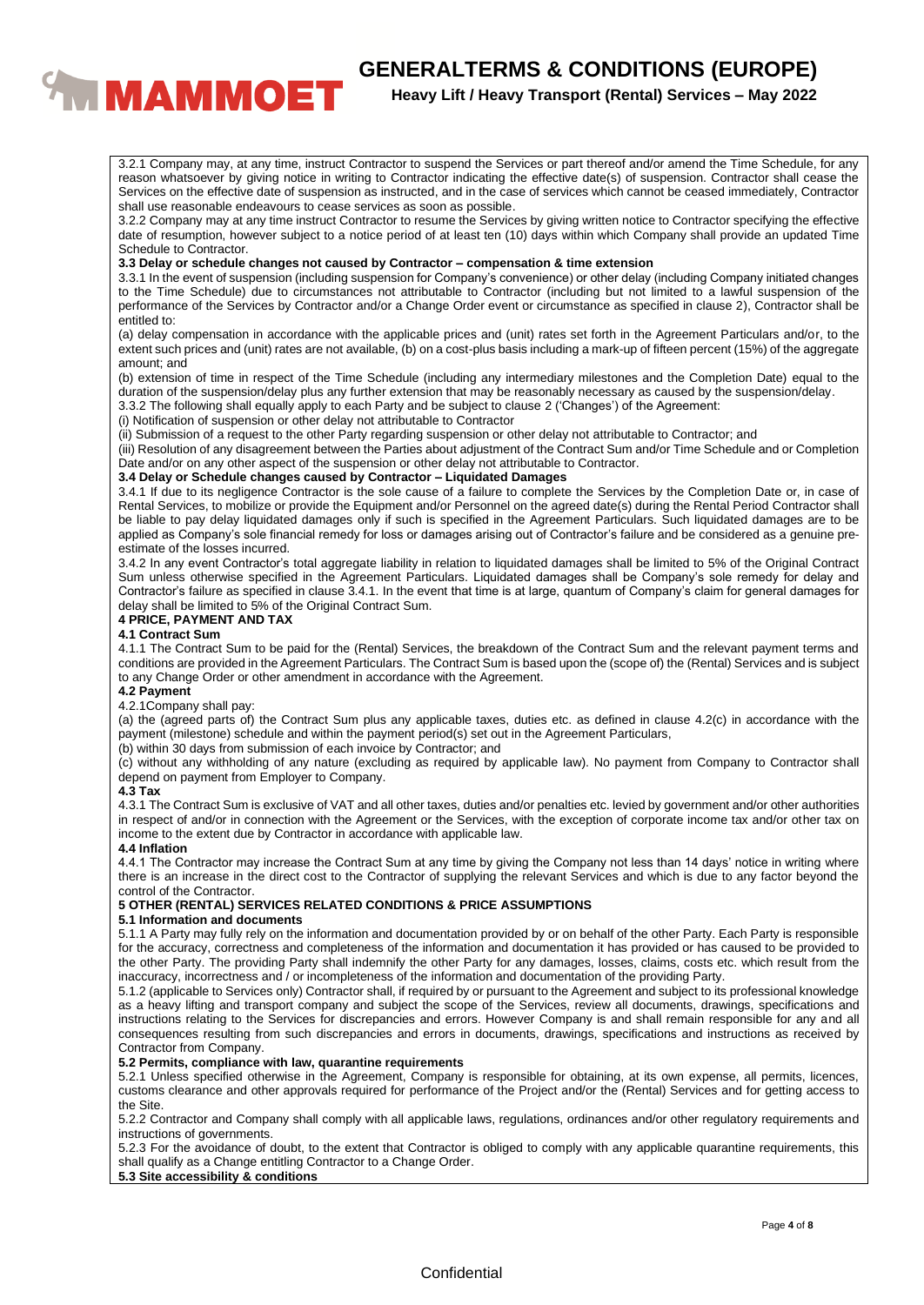3.2.1 Company may, at any time, instruct Contractor to suspend the Services or part thereof and/or amend the Time Schedule, for any reason whatsoever by giving notice in writing to Contractor indicating the effective date(s) of suspension. Contractor shall cease the Services on the effective date of suspension as instructed, and in the case of services which cannot be ceased immediately, Contractor shall use reasonable endeavours to cease services as soon as possible.

3.2.2 Company may at any time instruct Contractor to resume the Services by giving written notice to Contractor specifying the effective date of resumption, however subject to a notice period of at least ten (10) days within which Company shall provide an updated Time Schedule to Contractor.

**3.3 Delay or schedule changes not caused by Contractor – compensation & time extension**

3.3.1 In the event of suspension (including suspension for Company's convenience) or other delay (including Company initiated changes to the Time Schedule) due to circumstances not attributable to Contractor (including but not limited to a lawful suspension of the performance of the Services by Contractor and/or a Change Order event or circumstance as specified in clause 2), Contractor shall be entitled to:

(a) delay compensation in accordance with the applicable prices and (unit) rates set forth in the Agreement Particulars and/or, to the extent such prices and (unit) rates are not available, (b) on a cost-plus basis including a mark-up of fifteen percent (15%) of the aggregate amount; and

(b) extension of time in respect of the Time Schedule (including any intermediary milestones and the Completion Date) equal to the duration of the suspension/delay plus any further extension that may be reasonably necessary as caused by the suspension/delay.

3.3.2 The following shall equally apply to each Party and be subject to clause 2 ('Changes') of the Agreement:

(i) Notification of suspension or other delay not attributable to Contractor

(ii) Submission of a request to the other Party regarding suspension or other delay not attributable to Contractor; and

(iii) Resolution of any disagreement between the Parties about adjustment of the Contract Sum and/or Time Schedule and or Completion Date and/or on any other aspect of the suspension or other delay not attributable to Contractor.

**3.4 Delay or Schedule changes caused by Contractor – Liquidated Damages**

3.4.1 If due to its negligence Contractor is the sole cause of a failure to complete the Services by the Completion Date or, in case of Rental Services, to mobilize or provide the Equipment and/or Personnel on the agreed date(s) during the Rental Period Contractor shall be liable to pay delay liquidated damages only if such is specified in the Agreement Particulars. Such liquidated damages are to be applied as Company's sole financial remedy for loss or damages arising out of Contractor's failure and be considered as a genuine pre-estimate of the losses incurred.

3.4.2 In any event Contractor's total aggregate liability in relation to liquidated damages shall be limited to 5% of the Original Contract Sum unless otherwise specified in the Agreement Particulars. Liquidated damages shall be Company's sole remedy for delay and Contractor's failure as specified in clause 3.4.1. In the event that time is at large, quantum of Company's claim for general damages for delay shall be limited to 5% of the Original Contract Sum.

**4 PRICE, PAYMENT AND TAX**

**4.1 Contract Sum**

4.1.1 The Contract Sum to be paid for the (Rental) Services, the breakdown of the Contract Sum and the relevant payment terms and conditions are provided in the Agreement Particulars. The Contract Sum is based upon the (scope of) the (Rental) Services and is subject to any Change Order or other amendment in accordance with the Agreement.

**4.2 Payment**

4.2.1Company shall pay:

(a) the (agreed parts of) the Contract Sum plus any applicable taxes, duties etc. as defined in clause 4.2(c) in accordance with the payment (milestone) schedule and within the payment period(s) set out in the Agreement Particulars,

(b) within 30 days from submission of each invoice by Contractor; and

(c) without any withholding of any nature (excluding as required by applicable law). No payment from Company to Contractor shall depend on payment from Employer to Company.

**4.3 Tax**

4.3.1 The Contract Sum is exclusive of VAT and all other taxes, duties and/or penalties etc. levied by government and/or other authorities in respect of and/or in connection with the Agreement or the Services, with the exception of corporate income tax and/or other tax on income to the extent due by Contractor in accordance with applicable law.

**4.4 Inflation**

4.4.1 The Contractor may increase the Contract Sum at any time by giving the Company not less than 14 days' notice in writing where there is an increase in the direct cost to the Contractor of supplying the relevant Services and which is due to any factor beyond the control of the Contractor.

**5 OTHER (RENTAL) SERVICES RELATED CONDITIONS & PRICE ASSUMPTIONS**

**5.1 Information and documents**

5.1.1 A Party may fully rely on the information and documentation provided by or on behalf of the other Party. Each Party is responsible for the accuracy, correctness and completeness of the information and documentation it has provided or has caused to be provided to the other Party. The providing Party shall indemnify the other Party for any damages, losses, claims, costs etc. which result from the inaccuracy, incorrectness and / or incompleteness of the information and documentation of the providing Party.

5.1.2 (applicable to Services only) Contractor shall, if required by or pursuant to the Agreement and subject to its professional knowledge as a heavy lifting and transport company and subject the scope of the Services, review all documents, drawings, specifications and instructions relating to the Services for discrepancies and errors. However Company is and shall remain responsible for any and all consequences resulting from such discrepancies and errors in documents, drawings, specifications and instructions as received by Contractor from Company.

**5.2 Permits, compliance with law, quarantine requirements**

5.2.1 Unless specified otherwise in the Agreement, Company is responsible for obtaining, at its own expense, all permits, licences, customs clearance and other approvals required for performance of the Project and/or the (Rental) Services and for getting access to the Site.

5.2.2 Contractor and Company shall comply with all applicable laws, regulations, ordinances and/or other regulatory requirements and instructions of governments.

5.2.3 For the avoidance of doubt, to the extent that Contractor is obliged to comply with any applicable quarantine requirements, this shall qualify as a Change entitling Contractor to a Change Order.

**5.3 Site accessibility & conditions**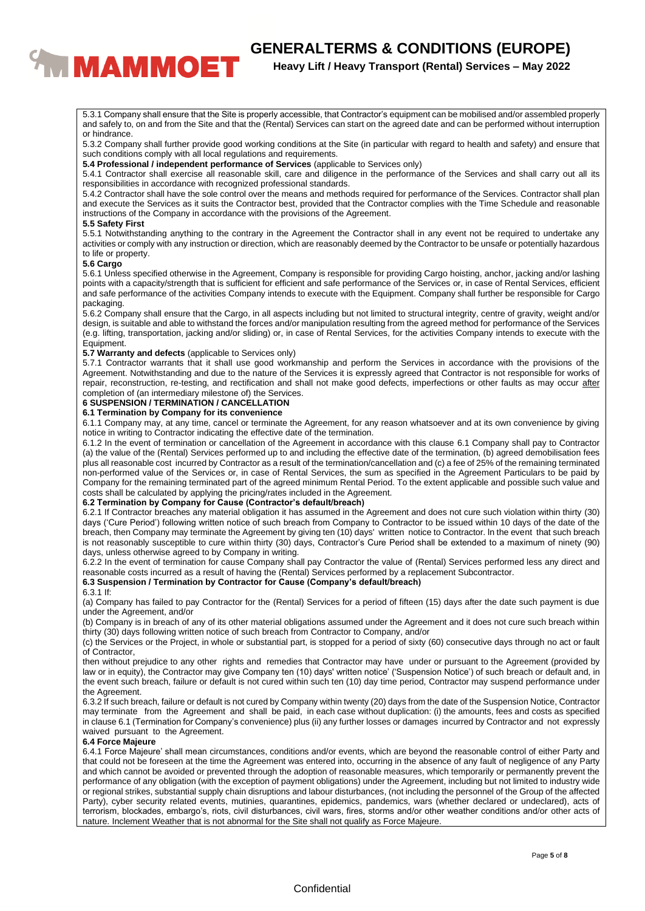5.3.1 Company shall ensure that the Site is properly accessible, that Contractor's equipment can be mobilised and/or assembled properly and safely to, on and from the Site and that the (Rental) Services can start on the agreed date and can be performed without interruption or hindrance.

5.3.2 Company shall further provide good working conditions at the Site (in particular with regard to health and safety) and ensure that such conditions comply with all local regulations and requirements.

**5.4 Professional / independent performance of Services** (applicable to Services only)

5.4.1 Contractor shall exercise all reasonable skill, care and diligence in the performance of the Services and shall carry out all its responsibilities in accordance with recognized professional standards.

5.4.2 Contractor shall have the sole control over the means and methods required for performance of the Services. Contractor shall plan and execute the Services as it suits the Contractor best, provided that the Contractor complies with the Time Schedule and reasonable instructions of the Company in accordance with the provisions of the Agreement.

**5.5 Safety First**

5.5.1 Notwithstanding anything to the contrary in the Agreement the Contractor shall in any event not be required to undertake any activities or comply with any instruction or direction, which are reasonably deemed by the Contractor to be unsafe or potentially hazardous to life or property.

**5.6 Cargo**

5.6.1 Unless specified otherwise in the Agreement, Company is responsible for providing Cargo hoisting, anchor, jacking and/or lashing points with a capacity/strength that is sufficient for efficient and safe performance of the Services or, in case of Rental Services, efficient and safe performance of the activities Company intends to execute with the Equipment. Company shall further be responsible for Cargo packaging.

5.6.2 Company shall ensure that the Cargo, in all aspects including but not limited to structural integrity, centre of gravity, weight and/or design, is suitable and able to withstand the forces and/or manipulation resulting from the agreed method for performance of the Services (e.g. lifting, transportation, jacking and/or sliding) or, in case of Rental Services, for the activities Company intends to execute with the Equipment.

**5.7 Warranty and defects** (applicable to Services only)

5.7.1 Contractor warrants that it shall use good workmanship and perform the Services in accordance with the provisions of the Agreement. Notwithstanding and due to the nature of the Services it is expressly agreed that Contractor is not responsible for works of repair, reconstruction, re-testing, and rectification and shall not make good defects, imperfections or other faults as may occur <u>after</u> completion of (an intermediary milestone of) the Services.

**6 SUSPENSION / TERMINATION / CANCELLATION**

**6.1 Termination by Company for its convenience**

6.1.1 Company may, at any time, cancel or terminate the Agreement, for any reason whatsoever and at its own convenience by giving notice in writing to Contractor indicating the effective date of the termination.

6.1.2 In the event of termination or cancellation of the Agreement in accordance with this clause 6.1 Company shall pay to Contractor (a) the value of the (Rental) Services performed up to and including the effective date of the termination, (b) agreed demobilisation fees plus all reasonable cost incurred by Contractor as a result of the termination/cancellation and (c) a fee of 25% of the remaining terminated non-performed value of the Services or, in case of Rental Services, the sum as specified in the Agreement Particulars to be paid by Company for the remaining terminated part of the agreed minimum Rental Period. To the extent applicable and possible such value and costs shall be calculated by applying the pricing/rates included in the Agreement.

**6.2 Termination by Company for Cause (Contractor's default/breach)**

6.2.1 If Contractor breaches any material obligation it has assumed in the Agreement and does not cure such violation within thirty (30) days ('Cure Period') following written notice of such breach from Company to Contractor to be issued within 10 days of the date of the breach, then Company may terminate the Agreement by giving ten (10) days' written notice to Contractor. In the event that such breach is not reasonably susceptible to cure within thirty (30) days, Contractor's Cure Period shall be extended to a maximum of ninety (90) days, unless otherwise agreed to by Company in writing.

6.2.2 In the event of termination for cause Company shall pay Contractor the value of (Rental) Services performed less any direct and reasonable costs incurred as a result of having the (Rental) Services performed by a replacement Subcontractor.

**6.3 Suspension / Termination by Contractor for Cause (Company's default/breach)**

6.3.1 If:

(a) Company has failed to pay Contractor for the (Rental) Services for a period of fifteen (15) days after the date such payment is due under the Agreement, and/or

(b) Company is in breach of any of its other material obligations assumed under the Agreement and it does not cure such breach within thirty (30) days following written notice of such breach from Contractor to Company, and/or

(c) the Services or the Project, in whole or substantial part, is stopped for a period of sixty (60) consecutive days through no act or fault of Contractor,

then without prejudice to any other rights and remedies that Contractor may have under or pursuant to the Agreement (provided by law or in equity), the Contractor may give Company ten (10) days' written notice' ('Suspension Notice') of such breach or default and, in the event such breach, failure or default is not cured within such ten (10) day time period, Contractor may suspend performance under the Agreement.

6.3.2 If such breach, failure or default is not cured by Company within twenty (20) days from the date of the Suspension Notice, Contractor may terminate from the Agreement and shall be paid, in each case without duplication: (i) the amounts, fees and costs as specified in clause 6.1 (Termination for Company's convenience) plus (ii) any further losses or damages incurred by Contractor and not expressly waived pursuant to the Agreement.

**6.4 Force Majeure**

6.4.1 Force Majeure' shall mean circumstances, conditions and/or events, which are beyond the reasonable control of either Party and that could not be foreseen at the time the Agreement was entered into, occurring in the absence of any fault of negligence of any Party and which cannot be avoided or prevented through the adoption of reasonable measures, which temporarily or permanently prevent the performance of any obligation (with the exception of payment obligations) under the Agreement, including but not limited to industry wide or regional strikes, substantial supply chain disruptions and labour disturbances, (not including the personnel of the Group of the affected Party), cyber security related events, mutinies, quarantines, epidemics, pandemics, wars (whether declared or undeclared), acts of terrorism, blockades, embargo's, riots, civil disturbances, civil wars, fires, storms and/or other weather conditions and/or other acts of nature. Inclement Weather that is not abnormal for the Site shall not qualify as Force Majeure.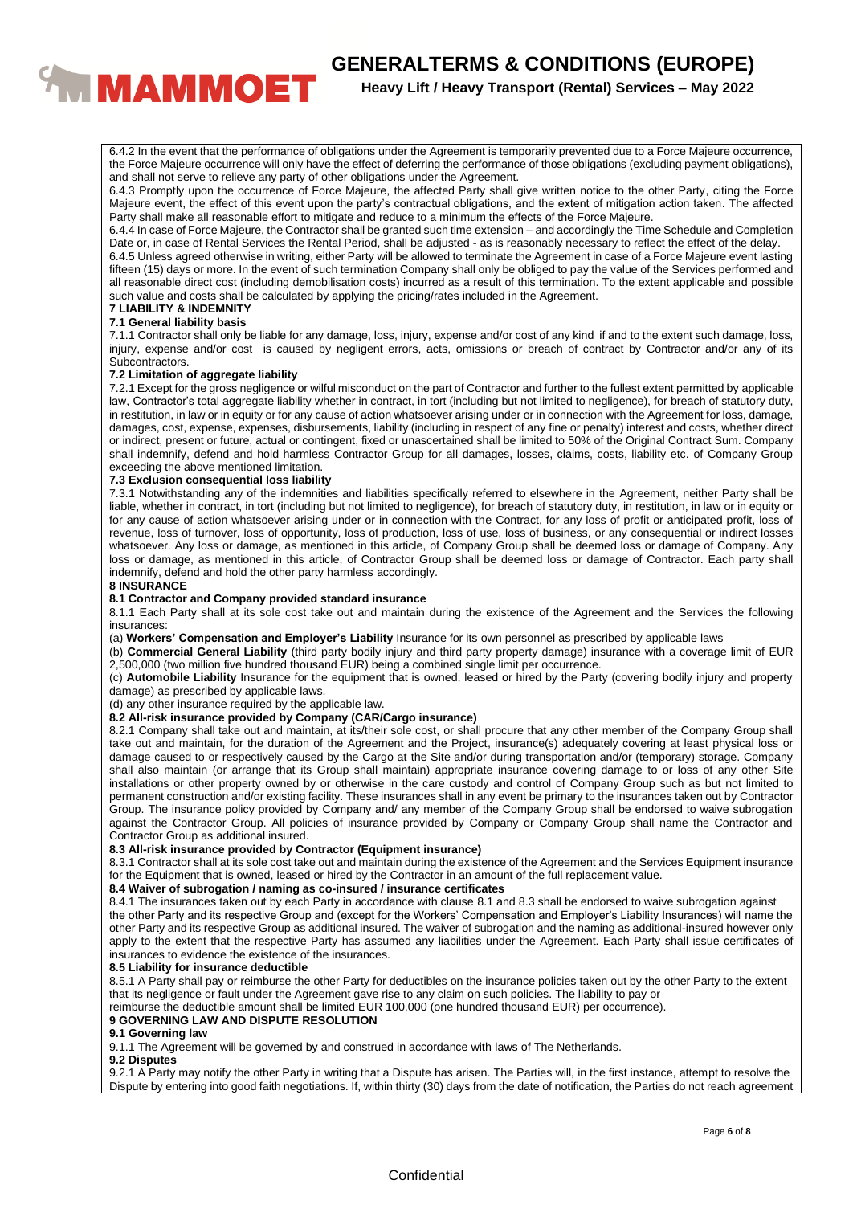6.4.2 In the event that the performance of obligations under the Agreement is temporarily prevented due to a Force Majeure occurrence, the Force Majeure occurrence will only have the effect of deferring the performance of those obligations (excluding payment obligations), and shall not serve to relieve any party of other obligations under the Agreement.

6.4.3 Promptly upon the occurrence of Force Majeure, the affected Party shall give written notice to the other Party, citing the Force Majeure event, the effect of this event upon the party's contractual obligations, and the extent of mitigation action taken. The affected Party shall make all reasonable effort to mitigate and reduce to a minimum the effects of the Force Majeure.

6.4.4 In case of Force Majeure, the Contractor shall be granted such time extension – and accordingly the Time Schedule and Completion Date or, in case of Rental Services the Rental Period, shall be adjusted - as is reasonably necessary to reflect the effect of the delay.

6.4.5 Unless agreed otherwise in writing, either Party will be allowed to terminate the Agreement in case of a Force Majeure event lasting fifteen (15) days or more. In the event of such termination Company shall only be obliged to pay the value of the Services performed and all reasonable direct cost (including demobilisation costs) incurred as a result of this termination. To the extent applicable and possible such value and costs shall be calculated by applying the pricing/rates included in the Agreement.

## 7 LIABILITY & INDEMNITY

### 7.1 General liability basis

7.1.1 Contractor shall only be liable for any damage, loss, injury, expense and/or cost of any kind if and to the extent such damage, loss, injury, expense and/or cost is caused by negligent errors, acts, omissions or breach of contract by Contractor and/or any of its Subcontractors.

### 7.2 Limitation of aggregate liability

7.2.1 Except for the gross negligence or wilful misconduct on the part of Contractor and further to the fullest extent permitted by applicable law, Contractor's total aggregate liability whether in contract, in tort (including but not limited to negligence), for breach of statutory duty, in restitution, in law or in equity or for any cause of action whatsoever arising under or in connection with the Agreement for loss, damage, damages, cost, expense, expenses, disbursements, liability (including in respect of any fine or penalty) interest and costs, whether direct or indirect, present or future, actual or contingent, fixed or unascertained shall be limited to 50% of the Original Contract Sum. Company shall indemnify, defend and hold harmless Contractor Group for all damages, losses, claims, costs, liability etc. of Company Group exceeding the above mentioned limitation.

### 7.3 Exclusion consequential loss liability

7.3.1 Notwithstanding any of the indemnities and liabilities specifically referred to elsewhere in the Agreement, neither Party shall be liable, whether in contract, in tort (including but not limited to negligence), for breach of statutory duty, in restitution, in law or in equity or for any cause of action whatsoever arising under or in connection with the Contract, for any loss of profit or anticipated profit, loss of revenue, loss of turnover, loss of opportunity, loss of production, loss of use, loss of business, or any consequential or indirect losses whatsoever. Any loss or damage, as mentioned in this article, of Company Group shall be deemed loss or damage of Company. Any loss or damage, as mentioned in this article, of Contractor Group shall be deemed loss or damage of Contractor. Each party shall indemnify, defend and hold the other party harmless accordingly.

## 8 INSURANCE

### 8.1 Contractor and Company provided standard insurance

8.1.1 Each Party shall at its sole cost take out and maintain during the existence of the Agreement and the Services the following insurances:

(a) **Workers' Compensation and Employer's Liability** Insurance for its own personnel as prescribed by applicable laws

(b) **Commercial General Liability** (third party bodily injury and third party property damage) insurance with a coverage limit of EUR 2,500,000 (two million five hundred thousand EUR) being a combined single limit per occurrence.

(c) **Automobile Liability** Insurance for the equipment that is owned, leased or hired by the Party (covering bodily injury and property damage) as prescribed by applicable laws.

(d) any other insurance required by the applicable law.

### 8.2 All-risk insurance provided by Company (CAR/Cargo insurance)

8.2.1 Company shall take out and maintain, at its/their sole cost, or shall procure that any other member of the Company Group shall take out and maintain, for the duration of the Agreement and the Project, insurance(s) adequately covering at least physical loss or damage caused to or respectively caused by the Cargo at the Site and/or during transportation and/or (temporary) storage. Company shall also maintain (or arrange that its Group shall maintain) appropriate insurance covering damage to or loss of any other Site installations or other property owned by or otherwise in the care custody and control of Company Group such as but not limited to permanent construction and/or existing facility. These insurances shall in any event be primary to the insurances taken out by Contractor Group. The insurance policy provided by Company and/ any member of the Company Group shall be endorsed to waive subrogation against the Contractor Group. All policies of insurance provided by Company or Company Group shall name the Contractor and Contractor Group as additional insured.

### 8.3 All-risk insurance provided by Contractor (Equipment insurance)

8.3.1 Contractor shall at its sole cost take out and maintain during the existence of the Agreement and the Services Equipment insurance for the Equipment that is owned, leased or hired by the Contractor in an amount of the full replacement value.

### 8.4 Waiver of subrogation / naming as co-insured / insurance certificates

8.4.1 The insurances taken out by each Party in accordance with clause 8.1 and 8.3 shall be endorsed to waive subrogation against the other Party and its respective Group and (except for the Workers' Compensation and Employer's Liability Insurances) will name the other Party and its respective Group as additional insured. The waiver of subrogation and the naming as additional-insured however only apply to the extent that the respective Party has assumed any liabilities under the Agreement. Each Party shall issue certificates of insurances to evidence the existence of the insurances.

### 8.5 Liability for insurance deductible

8.5.1 A Party shall pay or reimburse the other Party for deductibles on the insurance policies taken out by the other Party to the extent that its negligence or fault under the Agreement gave rise to any claim on such policies. The liability to pay or reimburse the deductible amount shall be limited EUR 100,000 (one hundred thousand EUR) per occurrence).

## 9 GOVERNING LAW AND DISPUTE RESOLUTION

### 9.1 Governing law

9.1.1 The Agreement will be governed by and construed in accordance with laws of The Netherlands.

### 9.2 Disputes

9.2.1 A Party may notify the other Party in writing that a Dispute has arisen. The Parties will, in the first instance, attempt to resolve the Dispute by entering into good faith negotiations. If, within thirty (30) days from the date of notification, the Parties do not reach agreement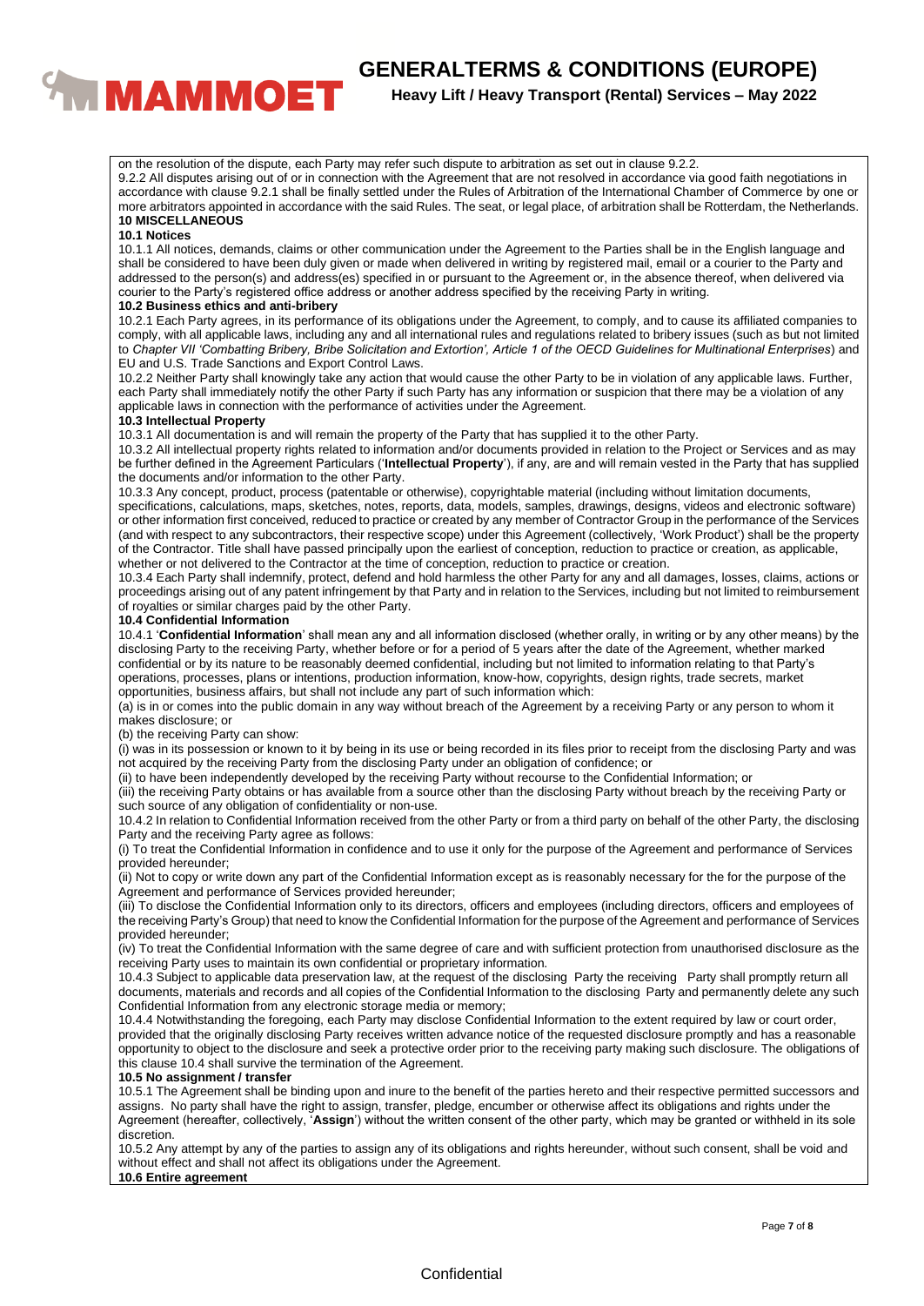on the resolution of the dispute, each Party may refer such dispute to arbitration as set out in clause 9.2.2.

9.2.2 All disputes arising out of or in connection with the Agreement that are not resolved in accordance via good faith negotiations in accordance with clause 9.2.1 shall be finally settled under the Rules of Arbitration of the International Chamber of Commerce by one or more arbitrators appointed in accordance with the said Rules. The seat, or legal place, of arbitration shall be Rotterdam, the Netherlands.

## 10 MISCELLANEOUS

### 10.1 Notices

10.1.1 All notices, demands, claims or other communication under the Agreement to the Parties shall be in the English language and shall be considered to have been duly given or made when delivered in writing by registered mail, email or a courier to the Party and addressed to the person(s) and address(es) specified in or pursuant to the Agreement or, in the absence thereof, when delivered via courier to the Party's registered office address or another address specified by the receiving Party in writing.

### 10.2 Business ethics and anti-bribery

10.2.1 Each Party agrees, in its performance of its obligations under the Agreement, to comply, and to cause its affiliated companies to comply, with all applicable laws, including any and all international rules and regulations related to bribery issues (such as but not limited to *Chapter VII 'Combatting Bribery, Bribe Solicitation and Extortion', Article 1 of the OECD Guidelines for Multinational Enterprises*) and EU and U.S. Trade Sanctions and Export Control Laws.

10.2.2 Neither Party shall knowingly take any action that would cause the other Party to be in violation of any applicable laws. Further, each Party shall immediately notify the other Party if such Party has any information or suspicion that there may be a violation of any applicable laws in connection with the performance of activities under the Agreement.

### 10.3 Intellectual Property

10.3.1 All documentation is and will remain the property of the Party that has supplied it to the other Party.

10.3.2 All intellectual property rights related to information and/or documents provided in relation to the Project or Services and as may be further defined in the Agreement Particulars ('**Intellectual Property**'), if any, are and will remain vested in the Party that has supplied the documents and/or information to the other Party.

10.3.3 Any concept, product, process (patentable or otherwise), copyrightable material (including without limitation documents, specifications, calculations, maps, sketches, notes, reports, data, models, samples, drawings, designs, videos and electronic software) or other information first conceived, reduced to practice or created by any member of Contractor Group in the performance of the Services (and with respect to any subcontractors, their respective scope) under this Agreement (collectively, 'Work Product') shall be the property of the Contractor. Title shall have passed principally upon the earliest of conception, reduction to practice or creation, as applicable, whether or not delivered to the Contractor at the time of conception, reduction to practice or creation.

10.3.4 Each Party shall indemnify, protect, defend and hold harmless the other Party for any and all damages, losses, claims, actions or proceedings arising out of any patent infringement by that Party and in relation to the Services, including but not limited to reimbursement of royalties or similar charges paid by the other Party.

### 10.4 Confidential Information

10.4.1 '**Confidential Information**' shall mean any and all information disclosed (whether orally, in writing or by any other means) by the disclosing Party to the receiving Party, whether before or for a period of 5 years after the date of the Agreement, whether marked confidential or by its nature to be reasonably deemed confidential, including but not limited to information relating to that Party's operations, processes, plans or intentions, production information, know-how, copyrights, design rights, trade secrets, market opportunities, business affairs, but shall not include any part of such information which:

(a) is in or comes into the public domain in any way without breach of the Agreement by a receiving Party or any person to whom it makes disclosure; or

(b) the receiving Party can show:

(i) was in its possession or known to it by being in its use or being recorded in its files prior to receipt from the disclosing Party and was not acquired by the receiving Party from the disclosing Party under an obligation of confidence; or

(ii) to have been independently developed by the receiving Party without recourse to the Confidential Information; or

(iii) the receiving Party obtains or has available from a source other than the disclosing Party without breach by the receiving Party or such source of any obligation of confidentiality or non-use.

10.4.2 In relation to Confidential Information received from the other Party or from a third party on behalf of the other Party, the disclosing Party and the receiving Party agree as follows:

(i) To treat the Confidential Information in confidence and to use it only for the purpose of the Agreement and performance of Services provided hereunder;

(ii) Not to copy or write down any part of the Confidential Information except as is reasonably necessary for the for the purpose of the Agreement and performance of Services provided hereunder;

(iii) To disclose the Confidential Information only to its directors, officers and employees (including directors, officers and employees of the receiving Party's Group) that need to know the Confidential Information for the purpose of the Agreement and performance of Services provided hereunder;

(iv) To treat the Confidential Information with the same degree of care and with sufficient protection from unauthorised disclosure as the receiving Party uses to maintain its own confidential or proprietary information.

10.4.3 Subject to applicable data preservation law, at the request of the disclosing Party the receiving Party shall promptly return all documents, materials and records and all copies of the Confidential Information to the disclosing Party and permanently delete any such Confidential Information from any electronic storage media or memory;

10.4.4 Notwithstanding the foregoing, each Party may disclose Confidential Information to the extent required by law or court order, provided that the originally disclosing Party receives written advance notice of the requested disclosure promptly and has a reasonable opportunity to object to the disclosure and seek a protective order prior to the receiving party making such disclosure. The obligations of this clause 10.4 shall survive the termination of the Agreement.

### 10.5 No assignment / transfer

10.5.1 The Agreement shall be binding upon and inure to the benefit of the parties hereto and their respective permitted successors and assigns. No party shall have the right to assign, transfer, pledge, encumber or otherwise affect its obligations and rights under the Agreement (hereafter, collectively, '**Assign**') without the written consent of the other party, which may be granted or withheld in its sole discretion.

10.5.2 Any attempt by any of the parties to assign any of its obligations and rights hereunder, without such consent, shall be void and without effect and shall not affect its obligations under the Agreement.

### 10.6 Entire agreement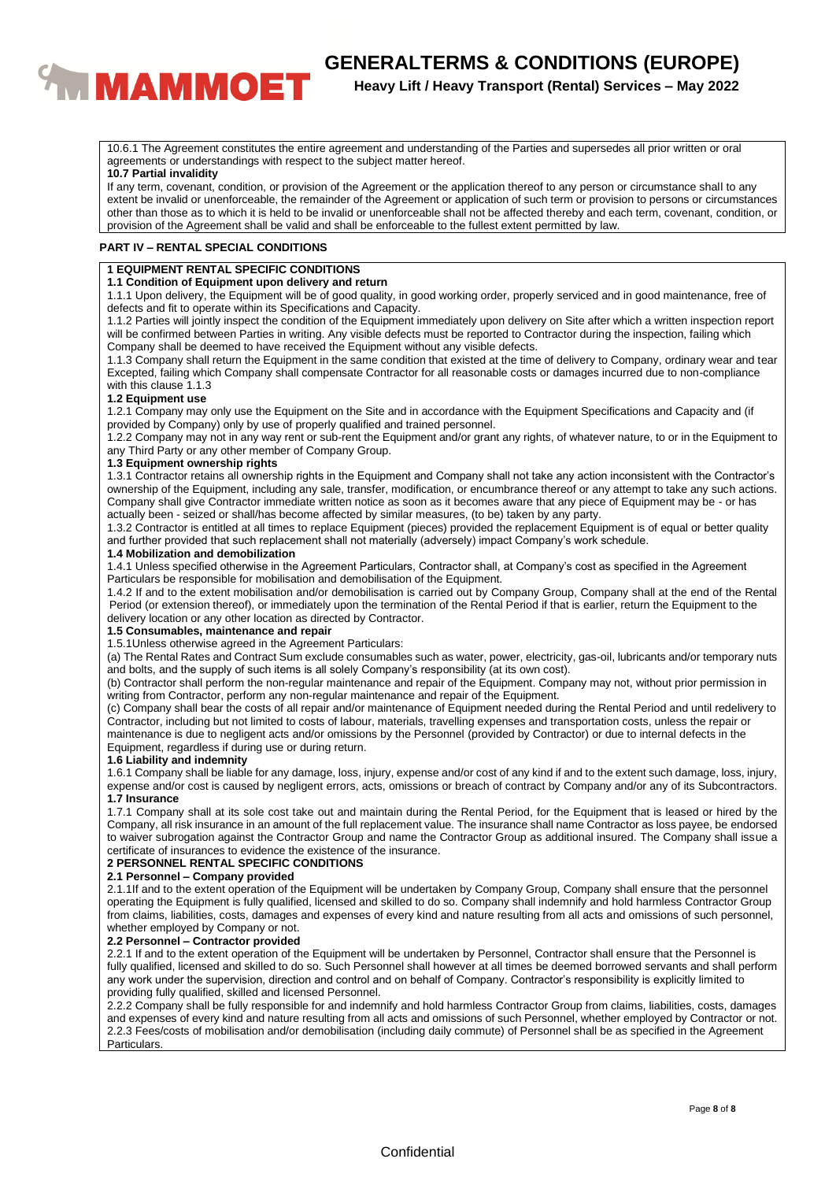10.6.1 The Agreement constitutes the entire agreement and understanding of the Parties and supersedes all prior written or oral agreements or understandings with respect to the subject matter hereof.

**10.7 Partial invalidity**

If any term, covenant, condition, or provision of the Agreement or the application thereof to any person or circumstance shall to any extent be invalid or unenforceable, the remainder of the Agreement or application of such term or provision to persons or circumstances other than those as to which it is held to be invalid or unenforceable shall not be affected thereby and each term, covenant, condition, or provision of the Agreement shall be valid and shall be enforceable to the fullest extent permitted by law.

## PART IV – RENTAL SPECIAL CONDITIONS

### 1 EQUIPMENT RENTAL SPECIFIC CONDITIONS

**1.1 Condition of Equipment upon delivery and return**

1.1.1 Upon delivery, the Equipment will be of good quality, in good working order, properly serviced and in good maintenance, free of defects and fit to operate within its Specifications and Capacity.

1.1.2 Parties will jointly inspect the condition of the Equipment immediately upon delivery on Site after which a written inspection report will be confirmed between Parties in writing. Any visible defects must be reported to Contractor during the inspection, failing which Company shall be deemed to have received the Equipment without any visible defects.

1.1.3 Company shall return the Equipment in the same condition that existed at the time of delivery to Company, ordinary wear and tear Excepted, failing which Company shall compensate Contractor for all reasonable costs or damages incurred due to non-compliance with this clause 1.1.3

**1.2 Equipment use**

1.2.1 Company may only use the Equipment on the Site and in accordance with the Equipment Specifications and Capacity and (if provided by Company) only by use of properly qualified and trained personnel.

1.2.2 Company may not in any way rent or sub-rent the Equipment and/or grant any rights, of whatever nature, to or in the Equipment to any Third Party or any other member of Company Group.

**1.3 Equipment ownership rights**

1.3.1 Contractor retains all ownership rights in the Equipment and Company shall not take any action inconsistent with the Contractor's ownership of the Equipment, including any sale, transfer, modification, or encumbrance thereof or any attempt to take any such actions. Company shall give Contractor immediate written notice as soon as it becomes aware that any piece of Equipment may be - or has actually been - seized or shall/has become affected by similar measures, (to be) taken by any party.

1.3.2 Contractor is entitled at all times to replace Equipment (pieces) provided the replacement Equipment is of equal or better quality and further provided that such replacement shall not materially (adversely) impact Company's work schedule.

**1.4 Mobilization and demobilization**

1.4.1 Unless specified otherwise in the Agreement Particulars, Contractor shall, at Company's cost as specified in the Agreement Particulars be responsible for mobilisation and demobilisation of the Equipment.

1.4.2 If and to the extent mobilisation and/or demobilisation is carried out by Company Group, Company shall at the end of the Rental Period (or extension thereof), or immediately upon the termination of the Rental Period if that is earlier, return the Equipment to the delivery location or any other location as directed by Contractor.

**1.5 Consumables, maintenance and repair**

1.5.1Unless otherwise agreed in the Agreement Particulars:

(a) The Rental Rates and Contract Sum exclude consumables such as water, power, electricity, gas-oil, lubricants and/or temporary nuts and bolts, and the supply of such items is all solely Company's responsibility (at its own cost).

(b) Contractor shall perform the non-regular maintenance and repair of the Equipment. Company may not, without prior permission in writing from Contractor, perform any non-regular maintenance and repair of the Equipment.

(c) Company shall bear the costs of all repair and/or maintenance of Equipment needed during the Rental Period and until redelivery to Contractor, including but not limited to costs of labour, materials, travelling expenses and transportation costs, unless the repair or maintenance is due to negligent acts and/or omissions by the Personnel (provided by Contractor) or due to internal defects in the Equipment, regardless if during use or during return.

**1.6 Liability and indemnity**

1.6.1 Company shall be liable for any damage, loss, injury, expense and/or cost of any kind if and to the extent such damage, loss, injury, expense and/or cost is caused by negligent errors, acts, omissions or breach of contract by Company and/or any of its Subcontractors.

**1.7 Insurance**

1.7.1 Company shall at its sole cost take out and maintain during the Rental Period, for the Equipment that is leased or hired by the Company, all risk insurance in an amount of the full replacement value. The insurance shall name Contractor as loss payee, be endorsed to waiver subrogation against the Contractor Group and name the Contractor Group as additional insured. The Company shall issue a certificate of insurances to evidence the existence of the insurance.

### 2 PERSONNEL RENTAL SPECIFIC CONDITIONS

**2.1 Personnel – Company provided**

2.1.1If and to the extent operation of the Equipment will be undertaken by Company Group, Company shall ensure that the personnel operating the Equipment is fully qualified, licensed and skilled to do so. Company shall indemnify and hold harmless Contractor Group from claims, liabilities, costs, damages and expenses of every kind and nature resulting from all acts and omissions of such personnel, whether employed by Company or not.

**2.2 Personnel – Contractor provided**

2.2.1 If and to the extent operation of the Equipment will be undertaken by Personnel, Contractor shall ensure that the Personnel is fully qualified, licensed and skilled to do so. Such Personnel shall however at all times be deemed borrowed servants and shall perform any work under the supervision, direction and control and on behalf of Company. Contractor's responsibility is explicitly limited to providing fully qualified, skilled and licensed Personnel.

2.2.2 Company shall be fully responsible for and indemnify and hold harmless Contractor Group from claims, liabilities, costs, damages and expenses of every kind and nature resulting from all acts and omissions of such Personnel, whether employed by Contractor or not.

2.2.3 Fees/costs of mobilisation and/or demobilisation (including daily commute) of Personnel shall be as specified in the Agreement Particulars.